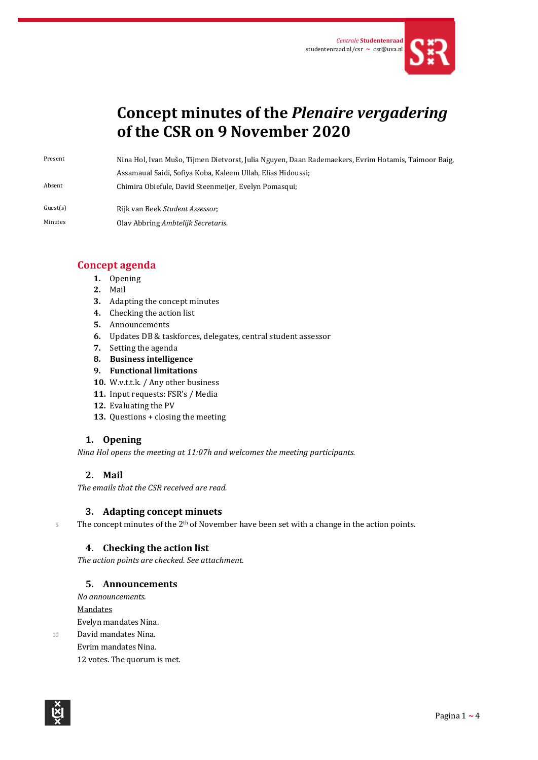Centrale Studentenraad
studentenraad.nl/csr ~ csr@uva.nl

# Concept minutes of the *Plenaire vergadering* of the CSR on 9 November 2020

| | |
|---|---|
| Present | Nina Hol, Ivan Mušo, Tijmen Dietvorst, Julia Nguyen, Daan Rademaekers, Evrim Hotamis, Taimoor Baig, Assamaual Saidi, Sofiya Koba, Kaleem Ullah, Elias Hidoussi; |
| Absent | Chimira Obiefule, David Steenmeijer, Evelyn Pomasqui; |
| Guest(s) | Rijk van Beek *Student Assessor*; |
| Minutes | Olav Abbring *Ambtelijk Secretaris*. |

## Concept agenda

1. Opening
2. Mail
3. Adapting the concept minutes
4. Checking the action list
5. Announcements
6. Updates DB & taskforces, delegates, central student assessor
7. Setting the agenda
8. **Business intelligence**
9. **Functional limitations**
10. W.v.t.t.k. / Any other business
11. Input requests: FSR's / Media
12. Evaluating the PV
13. Questions + closing the meeting

### 1. Opening

*Nina Hol opens the meeting at 11:07h and welcomes the meeting participants.*

### 2. Mail

*The emails that the CSR received are read.*

### 3. Adapting concept minuets

The concept minutes of the 2th of November have been set with a change in the action points.

### 4. Checking the action list

*The action points are checked. See attachment.*

### 5. Announcements

*No announcements.*

Mandates

Evelyn mandates Nina.
David mandates Nina.
Evrim mandates Nina.
12 votes. The quorum is met.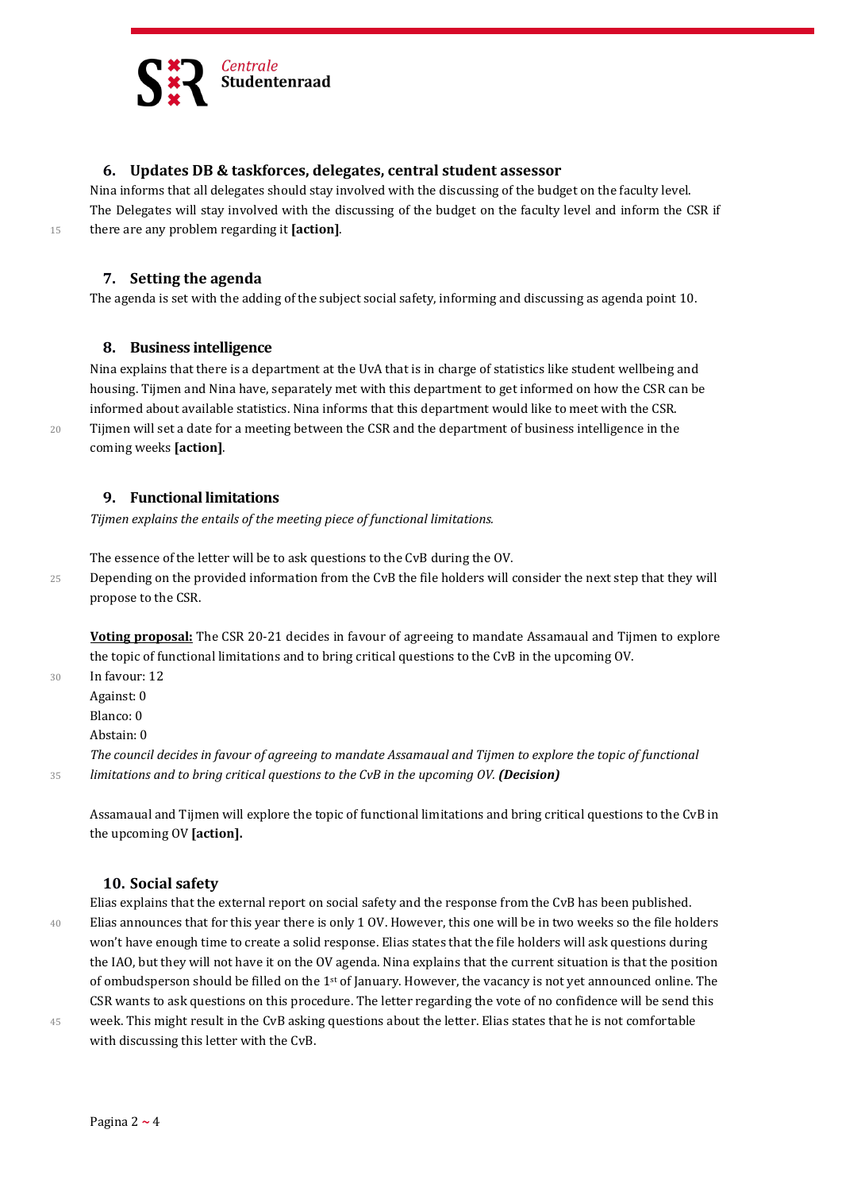## 6. Updates DB & taskforces, delegates, central student assessor

Nina informs that all delegates should stay involved with the discussing of the budget on the faculty level. The Delegates will stay involved with the discussing of the budget on the faculty level and inform the CSR if there are any problem regarding it **[action]**.

## 7. Setting the agenda

The agenda is set with the adding of the subject social safety, informing and discussing as agenda point 10.

## 8. Business intelligence

Nina explains that there is a department at the UvA that is in charge of statistics like student wellbeing and housing. Tijmen and Nina have, separately met with this department to get informed on how the CSR can be informed about available statistics. Nina informs that this department would like to meet with the CSR. Tijmen will set a date for a meeting between the CSR and the department of business intelligence in the coming weeks **[action]**.

## 9. Functional limitations

*Tijmen explains the entails of the meeting piece of functional limitations.*

The essence of the letter will be to ask questions to the CvB during the OV. Depending on the provided information from the CvB the file holders will consider the next step that they will propose to the CSR.

**Voting proposal:** The CSR 20-21 decides in favour of agreeing to mandate Assamaual and Tijmen to explore the topic of functional limitations and to bring critical questions to the CvB in the upcoming OV.
In favour: 12
Against: 0
Blanco: 0
Abstain: 0
*The council decides in favour of agreeing to mandate Assamaual and Tijmen to explore the topic of functional limitations and to bring critical questions to the CvB in the upcoming OV.* ***(Decision)***

Assamaual and Tijmen will explore the topic of functional limitations and bring critical questions to the CvB in the upcoming OV **[action].**

## 10. Social safety

Elias explains that the external report on social safety and the response from the CvB has been published. Elias announces that for this year there is only 1 OV. However, this one will be in two weeks so the file holders won't have enough time to create a solid response. Elias states that the file holders will ask questions during the IAO, but they will not have it on the OV agenda. Nina explains that the current situation is that the position of ombudsperson should be filled on the 1st of January. However, the vacancy is not yet announced online. The CSR wants to ask questions on this procedure. The letter regarding the vote of no confidence will be send this week. This might result in the CvB asking questions about the letter. Elias states that he is not comfortable with discussing this letter with the CvB.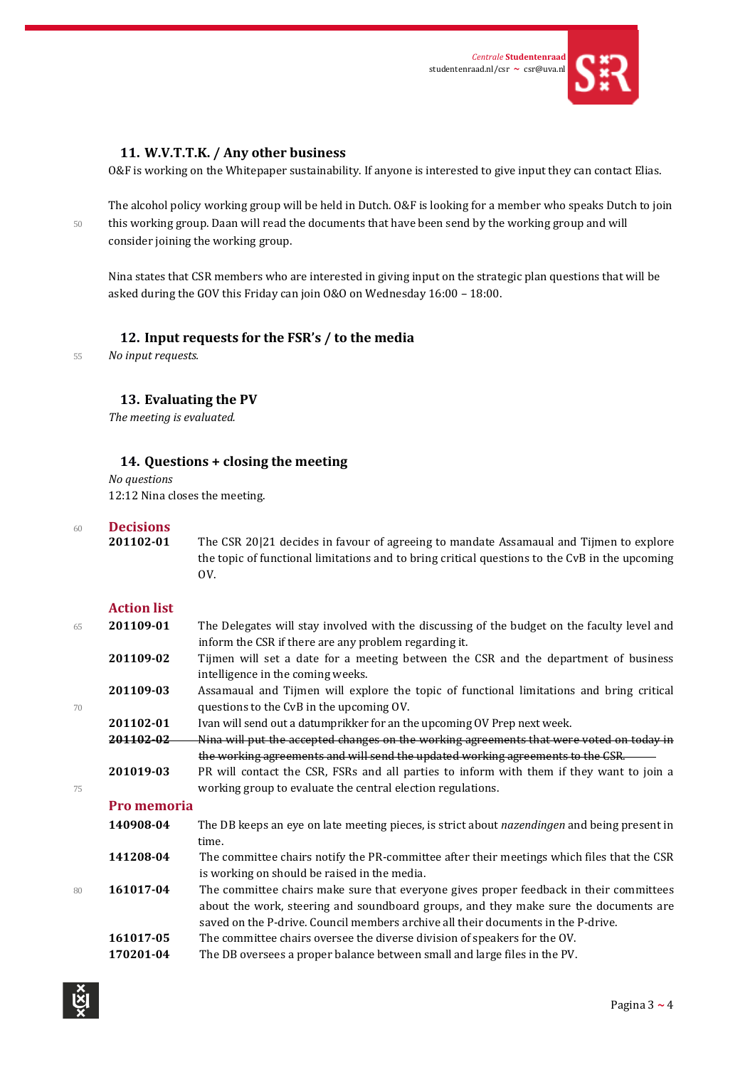## 11. W.V.T.T.K. / Any other business

O&F is working on the Whitepaper sustainability. If anyone is interested to give input they can contact Elias.

The alcohol policy working group will be held in Dutch. O&F is looking for a member who speaks Dutch to join this working group. Daan will read the documents that have been send by the working group and will consider joining the working group.

Nina states that CSR members who are interested in giving input on the strategic plan questions that will be asked during the GOV this Friday can join O&O on Wednesday 16:00 – 18:00.

## 12. Input requests for the FSR's / to the media

*No input requests.*

## 13. Evaluating the PV

*The meeting is evaluated.*

## 14. Questions + closing the meeting

*No questions*

12:12 Nina closes the meeting.

## Decisions

| | |
|---|---|
| **201102-01** | The CSR 20\|21 decides in favour of agreeing to mandate Assamaual and Tijmen to explore the topic of functional limitations and to bring critical questions to the CvB in the upcoming OV. |

## Action list

| | |
|---|---|
| **201109-01** | The Delegates will stay involved with the discussing of the budget on the faculty level and inform the CSR if there are any problem regarding it. |
| **201109-02** | Tijmen will set a date for a meeting between the CSR and the department of business intelligence in the coming weeks. |
| **201109-03** | Assamaual and Tijmen will explore the topic of functional limitations and bring critical questions to the CvB in the upcoming OV. |
| **201102-01** | Ivan will send out a datumprikker for an the upcoming OV Prep next week. |
| ~~**201102-02**~~ | ~~Nina will put the accepted changes on the working agreements that were voted on today in the working agreements and will send the updated working agreements to the CSR.~~ |
| **201019-03** | PR will contact the CSR, FSRs and all parties to inform with them if they want to join a working group to evaluate the central election regulations. |

## Pro memoria

| | |
|---|---|
| **140908-04** | The DB keeps an eye on late meeting pieces, is strict about *nazendingen* and being present in time. |
| **141208-04** | The committee chairs notify the PR-committee after their meetings which files that the CSR is working on should be raised in the media. |
| **161017-04** | The committee chairs make sure that everyone gives proper feedback in their committees about the work, steering and soundboard groups, and they make sure the documents are saved on the P-drive. Council members archive all their documents in the P-drive. |
| **161017-05** | The committee chairs oversee the diverse division of speakers for the OV. |
| **170201-04** | The DB oversees a proper balance between small and large files in the PV. |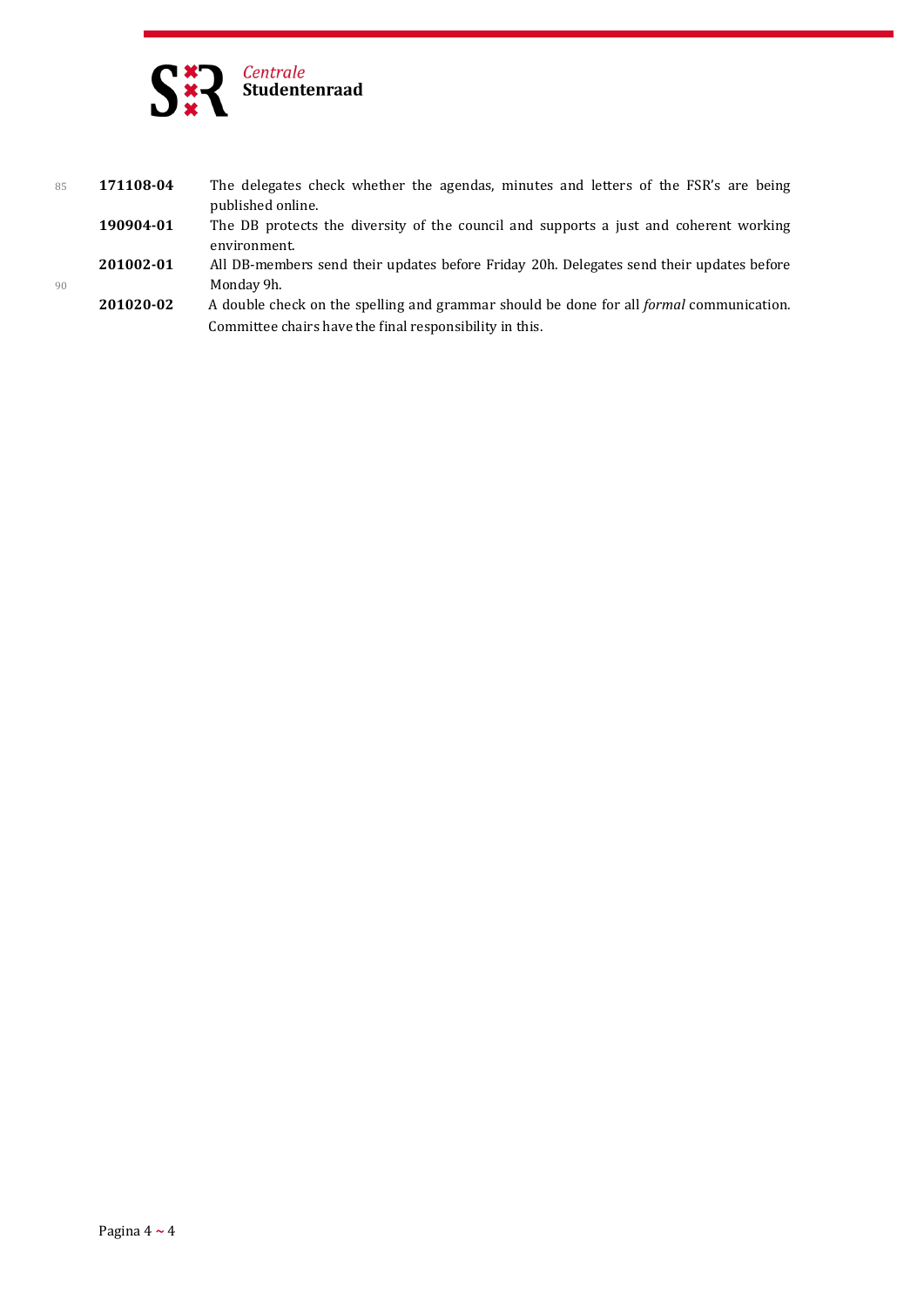| | |
|---|---|
| **171108-04** | The delegates check whether the agendas, minutes and letters of the FSR's are being published online. |
| **190904-01** | The DB protects the diversity of the council and supports a just and coherent working environment. |
| **201002-01** | All DB-members send their updates before Friday 20h. Delegates send their updates before Monday 9h. |
| **201020-02** | A double check on the spelling and grammar should be done for all *formal* communication. Committee chairs have the final responsibility in this. |